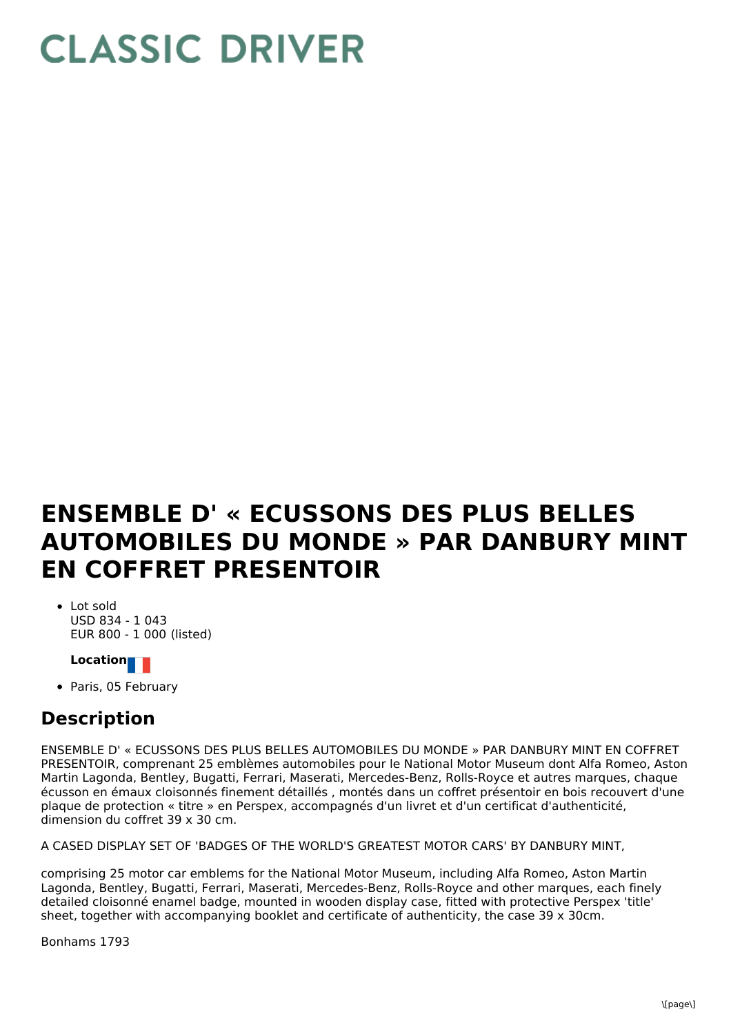# CLASSIC DRIVER

# ENSEMBLE D' « ECUSSONS DES PLUS BELLES AUTOMOBILES DU MONDE » PAR DANBURY MINT EN COFFRET PRESENTOIR

- Lot sold
  USD 834 - 1 043
  EUR 800 - 1 000 (listed)

**Location**

- Paris, 05 February

## Description

ENSEMBLE D' « ECUSSONS DES PLUS BELLES AUTOMOBILES DU MONDE » PAR DANBURY MINT EN COFFRET PRESENTOIR, comprenant 25 emblèmes automobiles pour le National Motor Museum dont Alfa Romeo, Aston Martin Lagonda, Bentley, Bugatti, Ferrari, Maserati, Mercedes-Benz, Rolls-Royce et autres marques, chaque écusson en émaux cloisonnés finement détaillés , montés dans un coffret présentoir en bois recouvert d'une plaque de protection « titre » en Perspex, accompagnés d'un livret et d'un certificat d'authenticité, dimension du coffret 39 x 30 cm.

A CASED DISPLAY SET OF 'BADGES OF THE WORLD'S GREATEST MOTOR CARS' BY DANBURY MINT,

comprising 25 motor car emblems for the National Motor Museum, including Alfa Romeo, Aston Martin Lagonda, Bentley, Bugatti, Ferrari, Maserati, Mercedes-Benz, Rolls-Royce and other marques, each finely detailed cloisonné enamel badge, mounted in wooden display case, fitted with protective Perspex 'title' sheet, together with accompanying booklet and certificate of authenticity, the case 39 x 30cm.

Bonhams 1793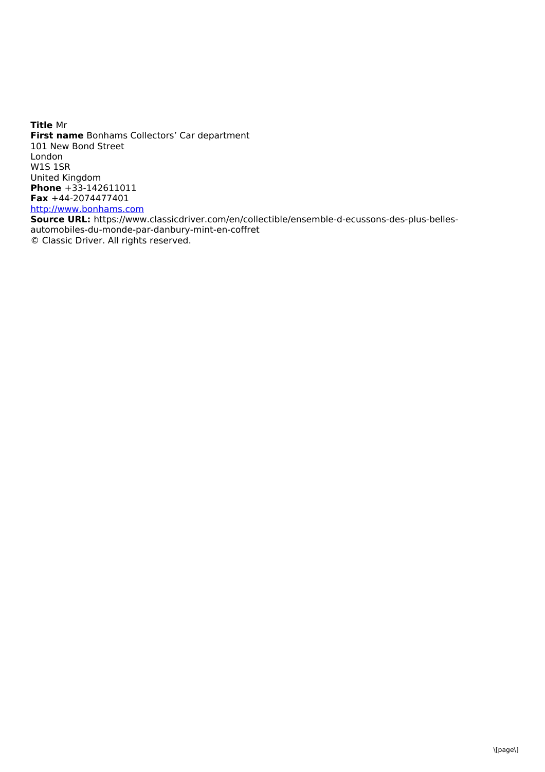**Title** Mr
**First name** Bonhams Collectors' Car department
101 New Bond Street
London
W1S 1SR
United Kingdom
**Phone** +33-142611011
**Fax** +44-2074477401
[http://www.bonhams.com](http://www.bonhams.com)
**Source URL:** https://www.classicdriver.com/en/collectible/ensemble-d-ecussons-des-plus-belles-automobiles-du-monde-par-danbury-mint-en-coffret
© Classic Driver. All rights reserved.